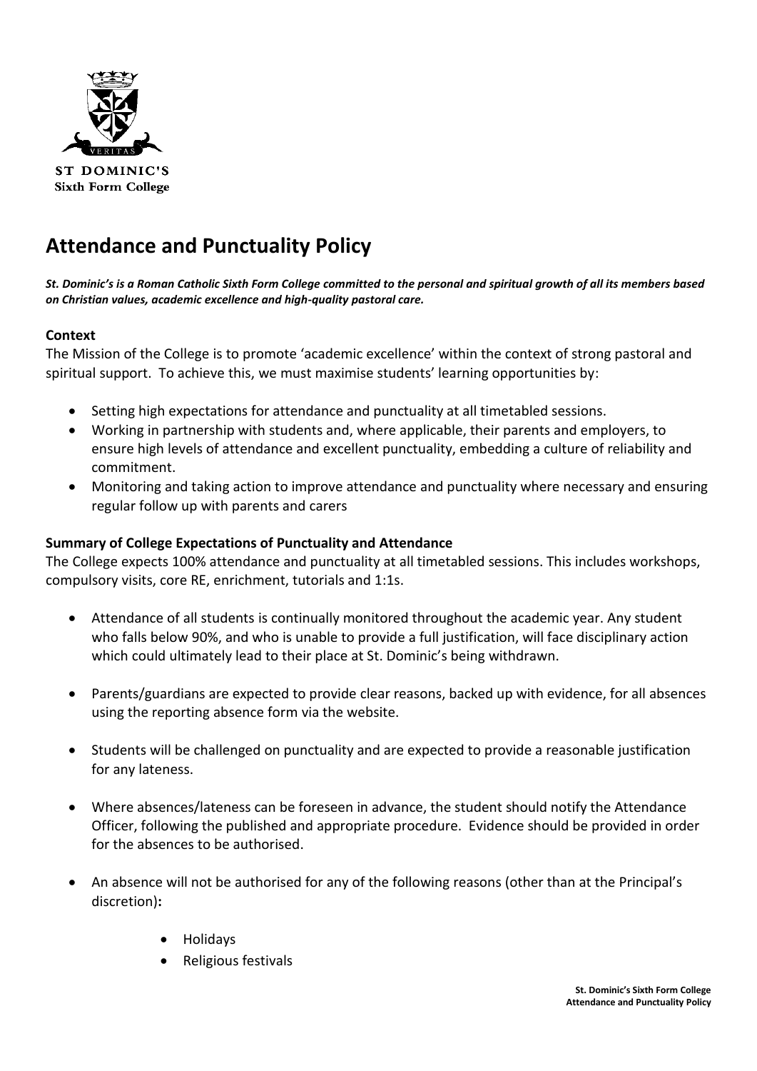ST DOMINIC'S
Sixth Form College

# Attendance and Punctuality Policy

***St. Dominic's is a Roman Catholic Sixth Form College committed to the personal and spiritual growth of all its members based on Christian values, academic excellence and high-quality pastoral care.***

**Context**

The Mission of the College is to promote 'academic excellence' within the context of strong pastoral and spiritual support. To achieve this, we must maximise students' learning opportunities by:

- Setting high expectations for attendance and punctuality at all timetabled sessions.
- Working in partnership with students and, where applicable, their parents and employers, to ensure high levels of attendance and excellent punctuality, embedding a culture of reliability and commitment.
- Monitoring and taking action to improve attendance and punctuality where necessary and ensuring regular follow up with parents and carers

**Summary of College Expectations of Punctuality and Attendance**

The College expects 100% attendance and punctuality at all timetabled sessions. This includes workshops, compulsory visits, core RE, enrichment, tutorials and 1:1s.

- Attendance of all students is continually monitored throughout the academic year. Any student who falls below 90%, and who is unable to provide a full justification, will face disciplinary action which could ultimately lead to their place at St. Dominic's being withdrawn.
- Parents/guardians are expected to provide clear reasons, backed up with evidence, for all absences using the reporting absence form via the website.
- Students will be challenged on punctuality and are expected to provide a reasonable justification for any lateness.
- Where absences/lateness can be foreseen in advance, the student should notify the Attendance Officer, following the published and appropriate procedure. Evidence should be provided in order for the absences to be authorised.
- An absence will not be authorised for any of the following reasons (other than at the Principal's discretion)**:**
  - Holidays
  - Religious festivals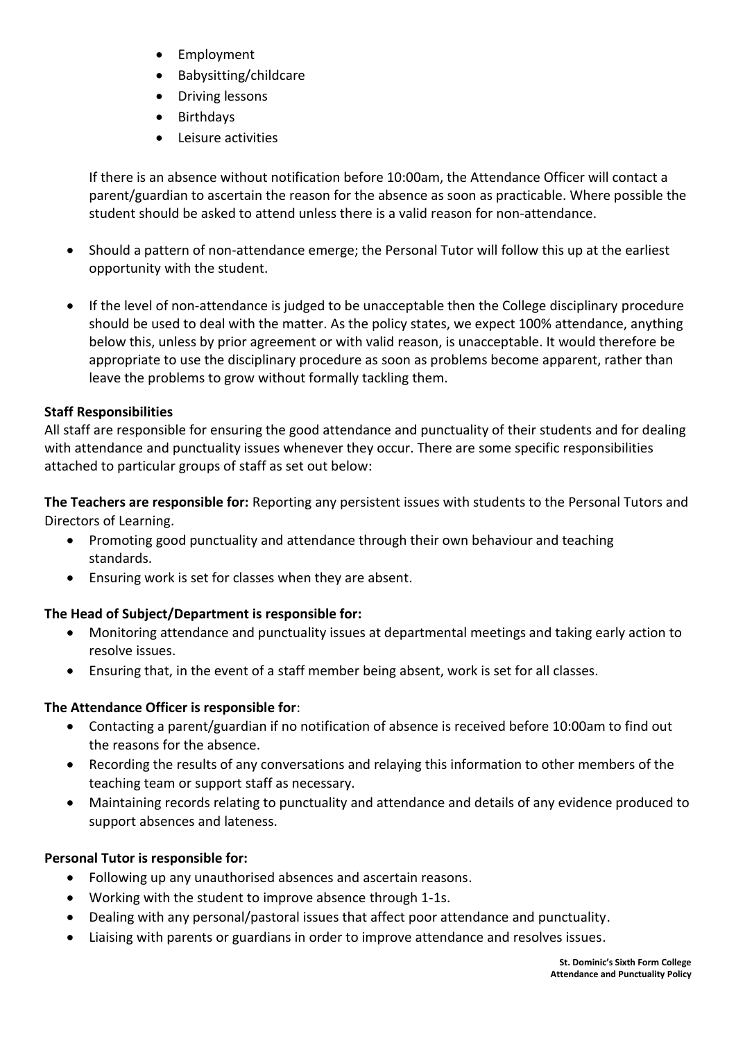- Employment
- Babysitting/childcare
- Driving lessons
- Birthdays
- Leisure activities

If there is an absence without notification before 10:00am, the Attendance Officer will contact a parent/guardian to ascertain the reason for the absence as soon as practicable. Where possible the student should be asked to attend unless there is a valid reason for non-attendance.

- Should a pattern of non-attendance emerge; the Personal Tutor will follow this up at the earliest opportunity with the student.
- If the level of non-attendance is judged to be unacceptable then the College disciplinary procedure should be used to deal with the matter. As the policy states, we expect 100% attendance, anything below this, unless by prior agreement or with valid reason, is unacceptable. It would therefore be appropriate to use the disciplinary procedure as soon as problems become apparent, rather than leave the problems to grow without formally tackling them.

**Staff Responsibilities**

All staff are responsible for ensuring the good attendance and punctuality of their students and for dealing with attendance and punctuality issues whenever they occur. There are some specific responsibilities attached to particular groups of staff as set out below:

**The Teachers are responsible for:** Reporting any persistent issues with students to the Personal Tutors and Directors of Learning.

- Promoting good punctuality and attendance through their own behaviour and teaching standards.
- Ensuring work is set for classes when they are absent.

**The Head of Subject/Department is responsible for:**

- Monitoring attendance and punctuality issues at departmental meetings and taking early action to resolve issues.
- Ensuring that, in the event of a staff member being absent, work is set for all classes.

**The Attendance Officer is responsible for**:

- Contacting a parent/guardian if no notification of absence is received before 10:00am to find out the reasons for the absence.
- Recording the results of any conversations and relaying this information to other members of the teaching team or support staff as necessary.
- Maintaining records relating to punctuality and attendance and details of any evidence produced to support absences and lateness.

**Personal Tutor is responsible for:**

- Following up any unauthorised absences and ascertain reasons.
- Working with the student to improve absence through 1-1s.
- Dealing with any personal/pastoral issues that affect poor attendance and punctuality.
- Liaising with parents or guardians in order to improve attendance and resolves issues.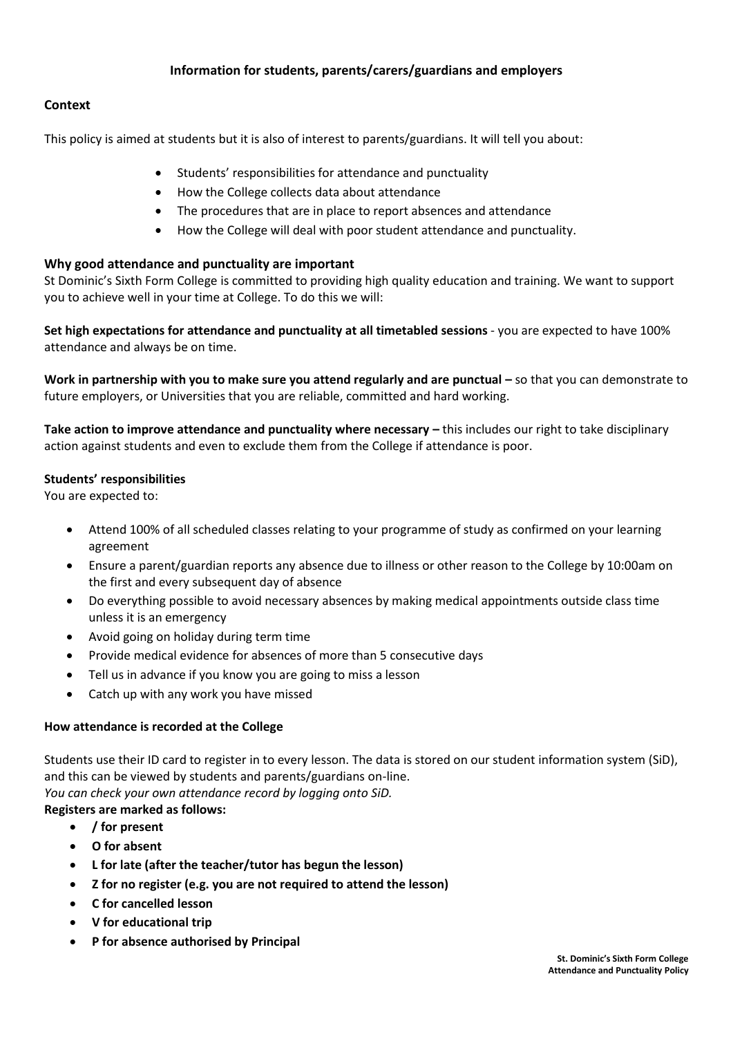## Information for students, parents/carers/guardians and employers

### Context

This policy is aimed at students but it is also of interest to parents/guardians. It will tell you about:

- Students' responsibilities for attendance and punctuality
- How the College collects data about attendance
- The procedures that are in place to report absences and attendance
- How the College will deal with poor student attendance and punctuality.

### Why good attendance and punctuality are important

St Dominic's Sixth Form College is committed to providing high quality education and training. We want to support you to achieve well in your time at College. To do this we will:

**Set high expectations for attendance and punctuality at all timetabled sessions** - you are expected to have 100% attendance and always be on time.

**Work in partnership with you to make sure you attend regularly and are punctual –** so that you can demonstrate to future employers, or Universities that you are reliable, committed and hard working.

**Take action to improve attendance and punctuality where necessary –** this includes our right to take disciplinary action against students and even to exclude them from the College if attendance is poor.

### Students' responsibilities

You are expected to:

- Attend 100% of all scheduled classes relating to your programme of study as confirmed on your learning agreement
- Ensure a parent/guardian reports any absence due to illness or other reason to the College by 10:00am on the first and every subsequent day of absence
- Do everything possible to avoid necessary absences by making medical appointments outside class time unless it is an emergency
- Avoid going on holiday during term time
- Provide medical evidence for absences of more than 5 consecutive days
- Tell us in advance if you know you are going to miss a lesson
- Catch up with any work you have missed

### How attendance is recorded at the College

Students use their ID card to register in to every lesson. The data is stored on our student information system (SiD), and this can be viewed by students and parents/guardians on-line.

*You can check your own attendance record by logging onto SiD.*

**Registers are marked as follows:**

- **/ for present**
- **O for absent**
- **L for late (after the teacher/tutor has begun the lesson)**
- **Z for no register (e.g. you are not required to attend the lesson)**
- **C for cancelled lesson**
- **V for educational trip**
- **P for absence authorised by Principal**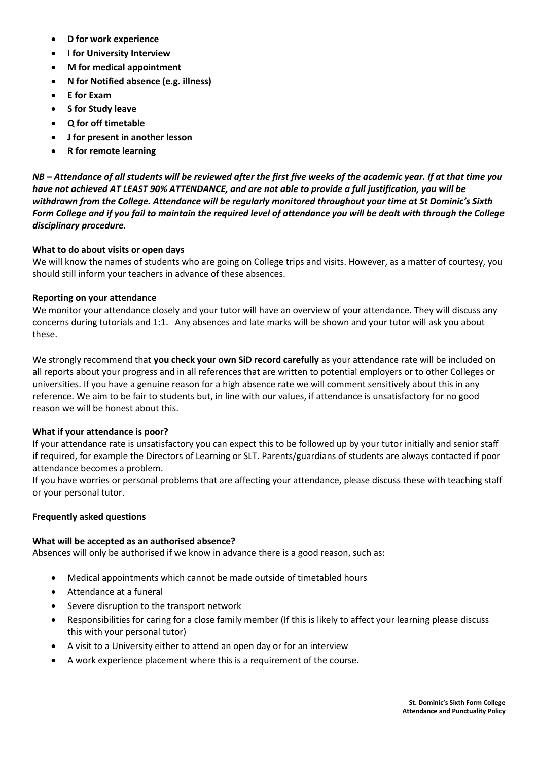- **D for work experience**
- **I for University Interview**
- **M for medical appointment**
- **N for Notified absence (e.g. illness)**
- **E for Exam**
- **S for Study leave**
- **Q for off timetable**
- **J for present in another lesson**
- **R for remote learning**

***NB – Attendance of all students will be reviewed after the first five weeks of the academic year. If at that time you have not achieved AT LEAST 90% ATTENDANCE, and are not able to provide a full justification, you will be withdrawn from the College. Attendance will be regularly monitored throughout your time at St Dominic's Sixth Form College and if you fail to maintain the required level of attendance you will be dealt with through the College disciplinary procedure.***

**What to do about visits or open days**

We will know the names of students who are going on College trips and visits. However, as a matter of courtesy, you should still inform your teachers in advance of these absences.

**Reporting on your attendance**

We monitor your attendance closely and your tutor will have an overview of your attendance. They will discuss any concerns during tutorials and 1:1. Any absences and late marks will be shown and your tutor will ask you about these.

We strongly recommend that **you check your own SiD record carefully** as your attendance rate will be included on all reports about your progress and in all references that are written to potential employers or to other Colleges or universities. If you have a genuine reason for a high absence rate we will comment sensitively about this in any reference. We aim to be fair to students but, in line with our values, if attendance is unsatisfactory for no good reason we will be honest about this.

**What if your attendance is poor?**

If your attendance rate is unsatisfactory you can expect this to be followed up by your tutor initially and senior staff if required, for example the Directors of Learning or SLT. Parents/guardians of students are always contacted if poor attendance becomes a problem.

If you have worries or personal problems that are affecting your attendance, please discuss these with teaching staff or your personal tutor.

**Frequently asked questions**

**What will be accepted as an authorised absence?**

Absences will only be authorised if we know in advance there is a good reason, such as:

- Medical appointments which cannot be made outside of timetabled hours
- Attendance at a funeral
- Severe disruption to the transport network
- Responsibilities for caring for a close family member (If this is likely to affect your learning please discuss this with your personal tutor)
- A visit to a University either to attend an open day or for an interview
- A work experience placement where this is a requirement of the course.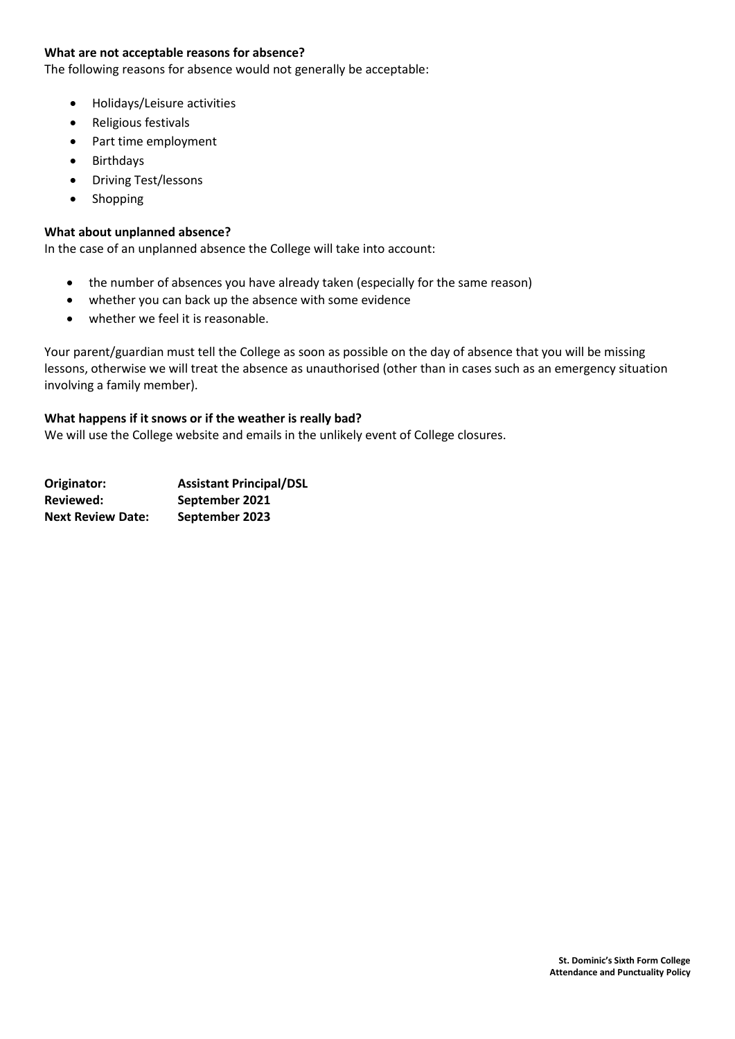**What are not acceptable reasons for absence?**

The following reasons for absence would not generally be acceptable:

- Holidays/Leisure activities
- Religious festivals
- Part time employment
- Birthdays
- Driving Test/lessons
- Shopping

**What about unplanned absence?**

In the case of an unplanned absence the College will take into account:

- the number of absences you have already taken (especially for the same reason)
- whether you can back up the absence with some evidence
- whether we feel it is reasonable.

Your parent/guardian must tell the College as soon as possible on the day of absence that you will be missing lessons, otherwise we will treat the absence as unauthorised (other than in cases such as an emergency situation involving a family member).

**What happens if it snows or if the weather is really bad?**

We will use the College website and emails in the unlikely event of College closures.

| | |
|---|---|
| **Originator:** | **Assistant Principal/DSL** |
| **Reviewed:** | **September 2021** |
| **Next Review Date:** | **September 2023** |